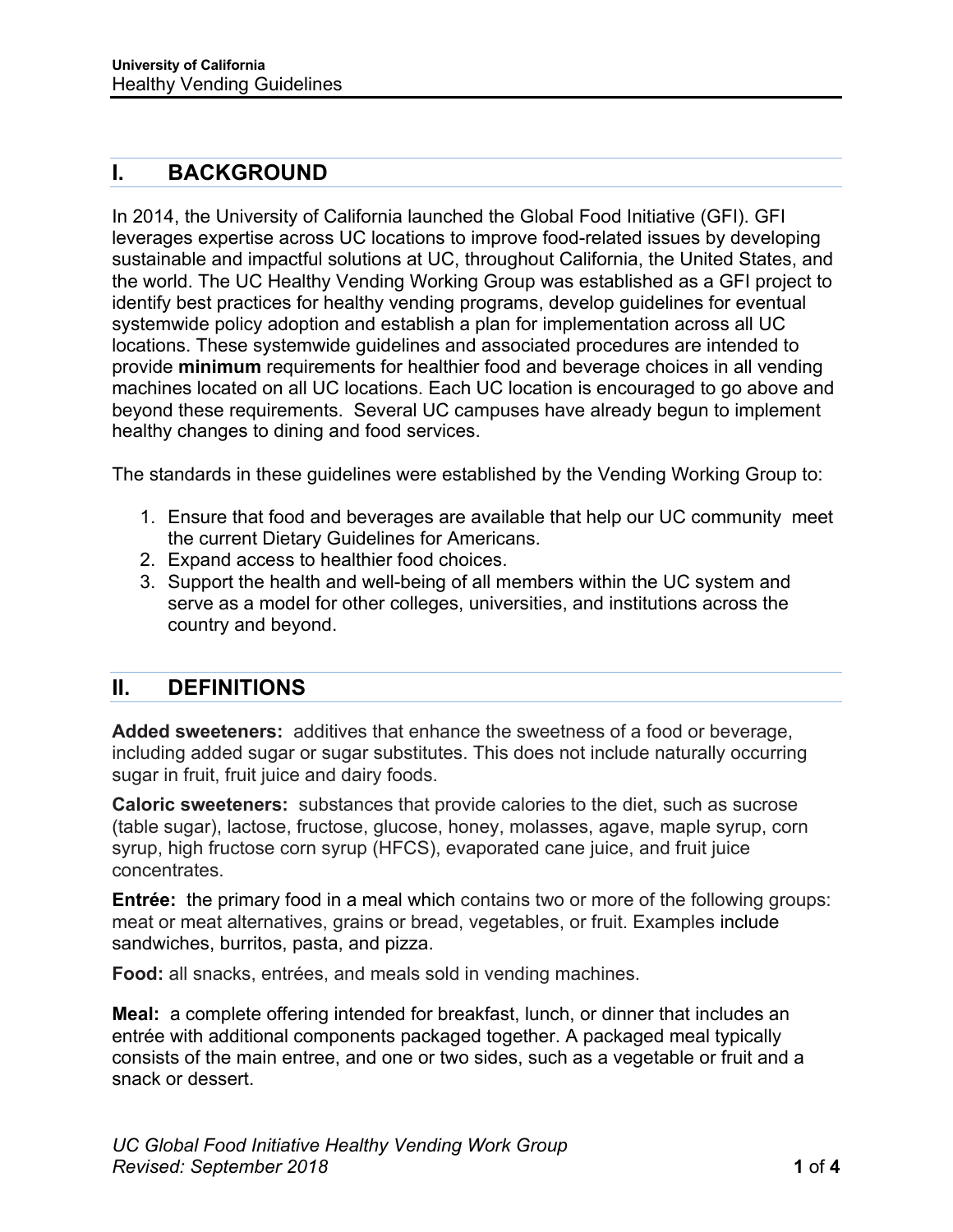## I. BACKGROUND

In 2014, the University of California launched the Global Food Initiative (GFI). GFI leverages expertise across UC locations to improve food-related issues by developing sustainable and impactful solutions at UC, throughout California, the United States, and the world. The UC Healthy Vending Working Group was established as a GFI project to identify best practices for healthy vending programs, develop guidelines for eventual systemwide policy adoption and establish a plan for implementation across all UC locations. These systemwide guidelines and associated procedures are intended to provide **minimum** requirements for healthier food and beverage choices in all vending machines located on all UC locations. Each UC location is encouraged to go above and beyond these requirements. Several UC campuses have already begun to implement healthy changes to dining and food services.

The standards in these guidelines were established by the Vending Working Group to:

1. Ensure that food and beverages are available that help our UC community meet the current Dietary Guidelines for Americans.
2. Expand access to healthier food choices.
3. Support the health and well-being of all members within the UC system and serve as a model for other colleges, universities, and institutions across the country and beyond.

## II. DEFINITIONS

**Added sweeteners:** additives that enhance the sweetness of a food or beverage, including added sugar or sugar substitutes. This does not include naturally occurring sugar in fruit, fruit juice and dairy foods.

**Caloric sweeteners:** substances that provide calories to the diet, such as sucrose (table sugar), lactose, fructose, glucose, honey, molasses, agave, maple syrup, corn syrup, high fructose corn syrup (HFCS), evaporated cane juice, and fruit juice concentrates.

**Entrée:** the primary food in a meal which contains two or more of the following groups: meat or meat alternatives, grains or bread, vegetables, or fruit. Examples include sandwiches, burritos, pasta, and pizza.

**Food:** all snacks, entrées, and meals sold in vending machines.

**Meal:** a complete offering intended for breakfast, lunch, or dinner that includes an entrée with additional components packaged together. A packaged meal typically consists of the main entree, and one or two sides, such as a vegetable or fruit and a snack or dessert.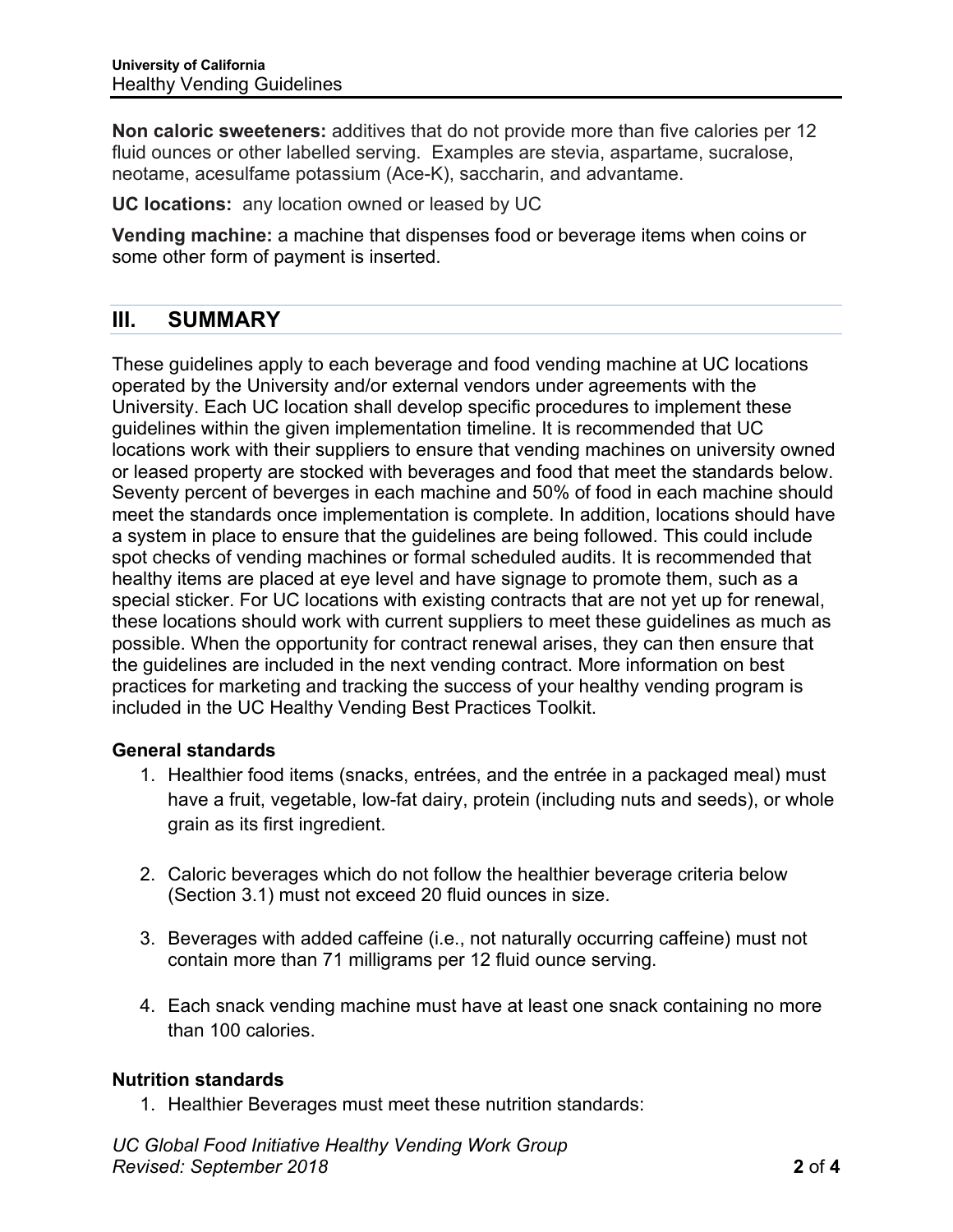**Non caloric sweeteners:** additives that do not provide more than five calories per 12 fluid ounces or other labelled serving. Examples are stevia, aspartame, sucralose, neotame, acesulfame potassium (Ace-K), saccharin, and advantame.

**UC locations:** any location owned or leased by UC

**Vending machine:** a machine that dispenses food or beverage items when coins or some other form of payment is inserted.

## III. SUMMARY

These guidelines apply to each beverage and food vending machine at UC locations operated by the University and/or external vendors under agreements with the University. Each UC location shall develop specific procedures to implement these guidelines within the given implementation timeline. It is recommended that UC locations work with their suppliers to ensure that vending machines on university owned or leased property are stocked with beverages and food that meet the standards below. Seventy percent of beverges in each machine and 50% of food in each machine should meet the standards once implementation is complete. In addition, locations should have a system in place to ensure that the guidelines are being followed. This could include spot checks of vending machines or formal scheduled audits. It is recommended that healthy items are placed at eye level and have signage to promote them, such as a special sticker. For UC locations with existing contracts that are not yet up for renewal, these locations should work with current suppliers to meet these guidelines as much as possible. When the opportunity for contract renewal arises, they can then ensure that the guidelines are included in the next vending contract. More information on best practices for marketing and tracking the success of your healthy vending program is included in the UC Healthy Vending Best Practices Toolkit.

**General standards**

1. Healthier food items (snacks, entrées, and the entrée in a packaged meal) must have a fruit, vegetable, low-fat dairy, protein (including nuts and seeds), or whole grain as its first ingredient.

2. Caloric beverages which do not follow the healthier beverage criteria below (Section 3.1) must not exceed 20 fluid ounces in size.

3. Beverages with added caffeine (i.e., not naturally occurring caffeine) must not contain more than 71 milligrams per 12 fluid ounce serving.

4. Each snack vending machine must have at least one snack containing no more than 100 calories.

**Nutrition standards**

1. Healthier Beverages must meet these nutrition standards: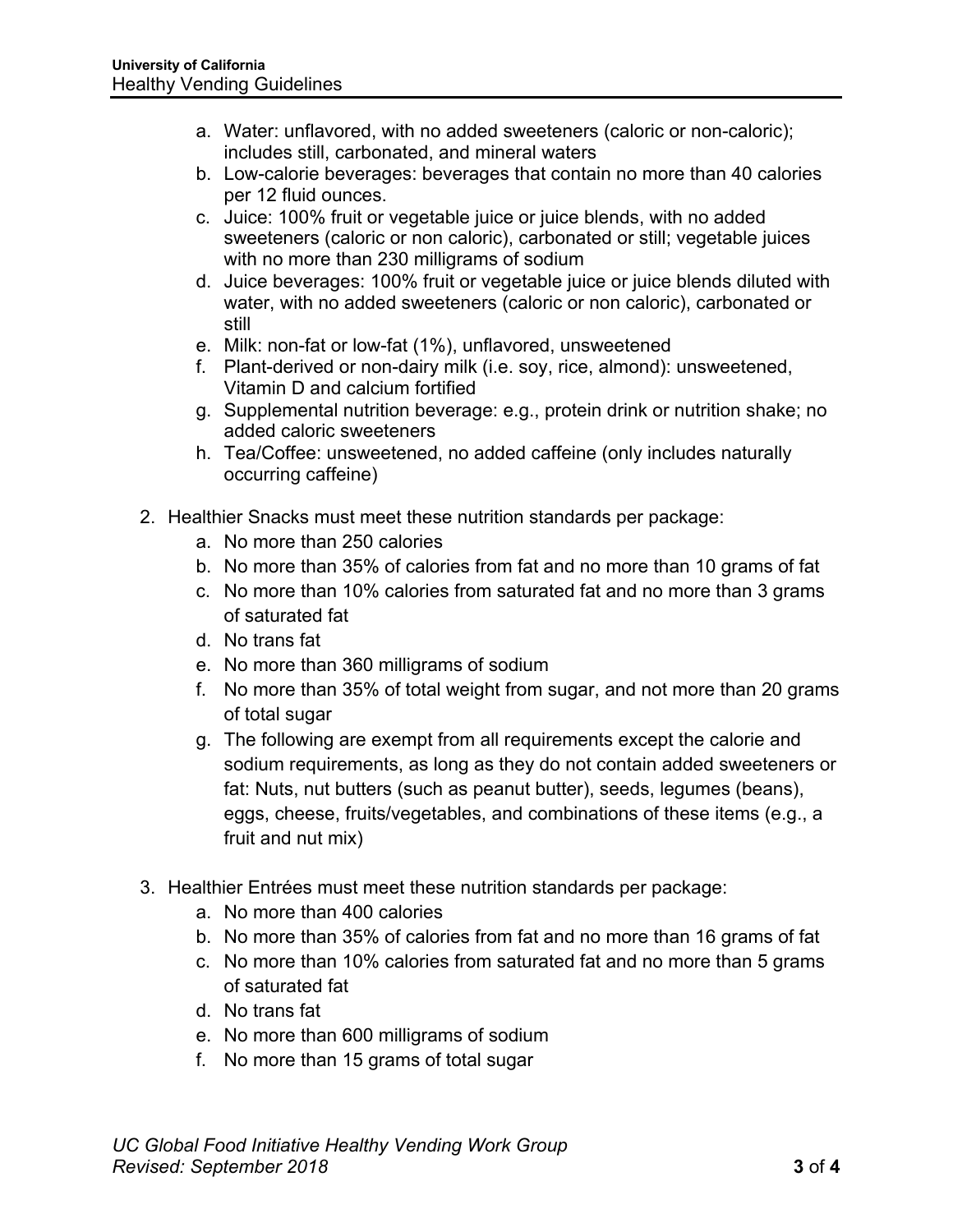a. Water: unflavored, with no added sweeteners (caloric or non-caloric); includes still, carbonated, and mineral waters
   b. Low-calorie beverages: beverages that contain no more than 40 calories per 12 fluid ounces.
   c. Juice: 100% fruit or vegetable juice or juice blends, with no added sweeteners (caloric or non caloric), carbonated or still; vegetable juices with no more than 230 milligrams of sodium
   d. Juice beverages: 100% fruit or vegetable juice or juice blends diluted with water, with no added sweeteners (caloric or non caloric), carbonated or still
   e. Milk: non-fat or low-fat (1%), unflavored, unsweetened
   f. Plant-derived or non-dairy milk (i.e. soy, rice, almond): unsweetened, Vitamin D and calcium fortified
   g. Supplemental nutrition beverage: e.g., protein drink or nutrition shake; no added caloric sweeteners
   h. Tea/Coffee: unsweetened, no added caffeine (only includes naturally occurring caffeine)

2. Healthier Snacks must meet these nutrition standards per package:
   a. No more than 250 calories
   b. No more than 35% of calories from fat and no more than 10 grams of fat
   c. No more than 10% calories from saturated fat and no more than 3 grams of saturated fat
   d. No trans fat
   e. No more than 360 milligrams of sodium
   f. No more than 35% of total weight from sugar, and not more than 20 grams of total sugar
   g. The following are exempt from all requirements except the calorie and sodium requirements, as long as they do not contain added sweeteners or fat: Nuts, nut butters (such as peanut butter), seeds, legumes (beans), eggs, cheese, fruits/vegetables, and combinations of these items (e.g., a fruit and nut mix)

3. Healthier Entrées must meet these nutrition standards per package:
   a. No more than 400 calories
   b. No more than 35% of calories from fat and no more than 16 grams of fat
   c. No more than 10% calories from saturated fat and no more than 5 grams of saturated fat
   d. No trans fat
   e. No more than 600 milligrams of sodium
   f. No more than 15 grams of total sugar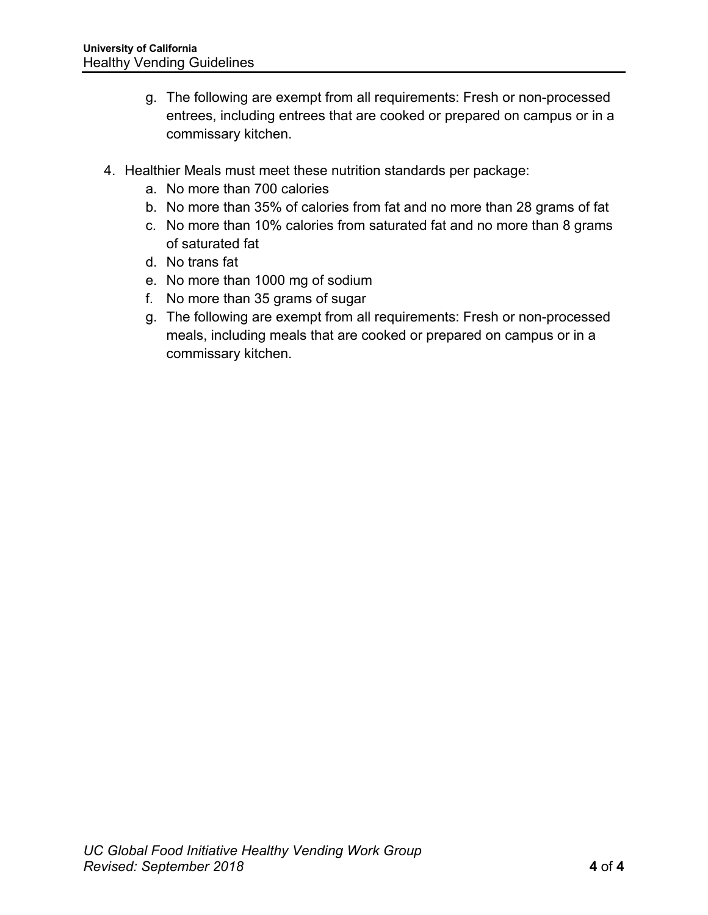g. The following are exempt from all requirements: Fresh or non-processed entrees, including entrees that are cooked or prepared on campus or in a commissary kitchen.

4. Healthier Meals must meet these nutrition standards per package:
   a. No more than 700 calories
   b. No more than 35% of calories from fat and no more than 28 grams of fat
   c. No more than 10% calories from saturated fat and no more than 8 grams of saturated fat
   d. No trans fat
   e. No more than 1000 mg of sodium
   f. No more than 35 grams of sugar
   g. The following are exempt from all requirements: Fresh or non-processed meals, including meals that are cooked or prepared on campus or in a commissary kitchen.